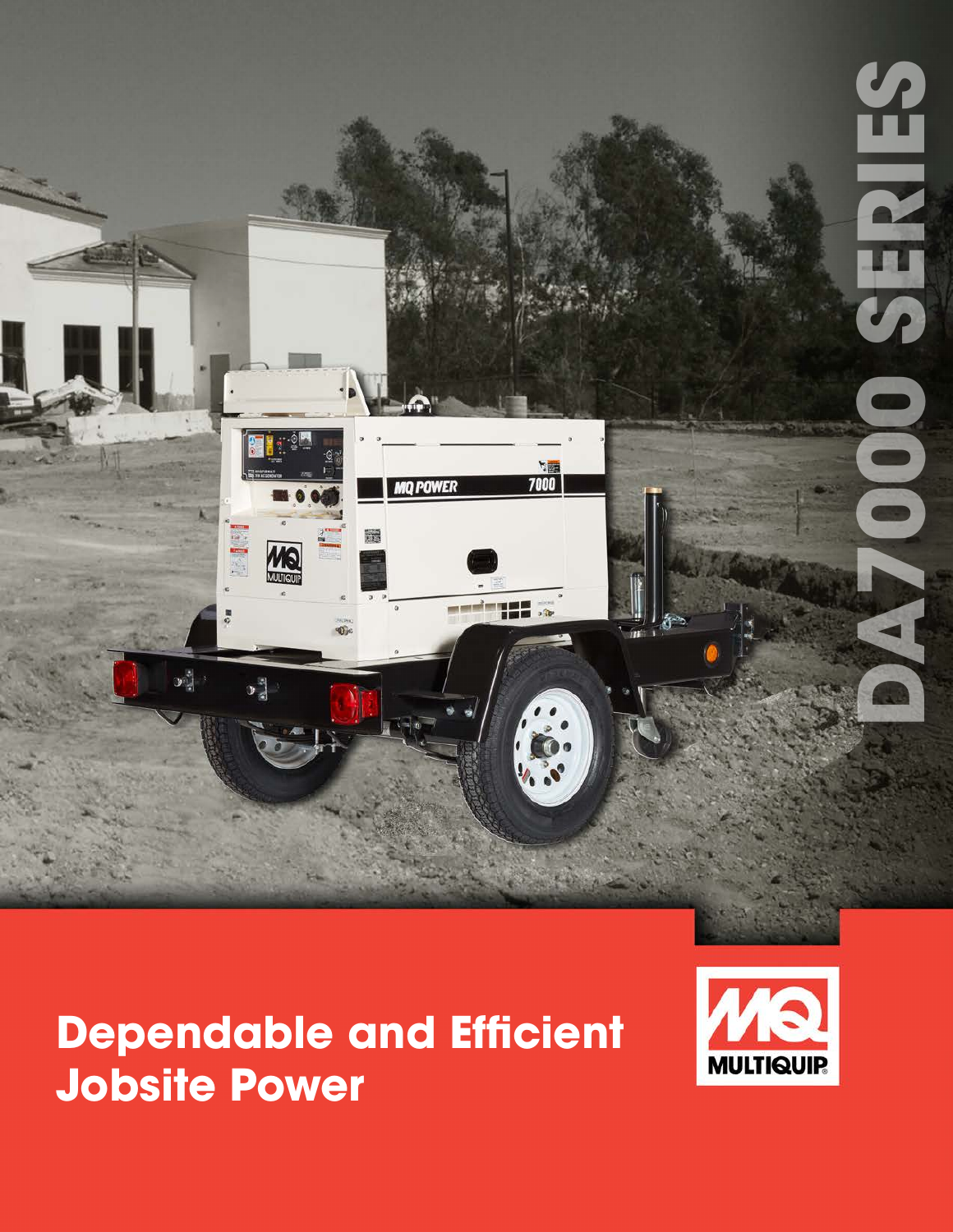# DA7000 SERIES

## Dependable and Efficient Jobsite Power

MULTIQUIP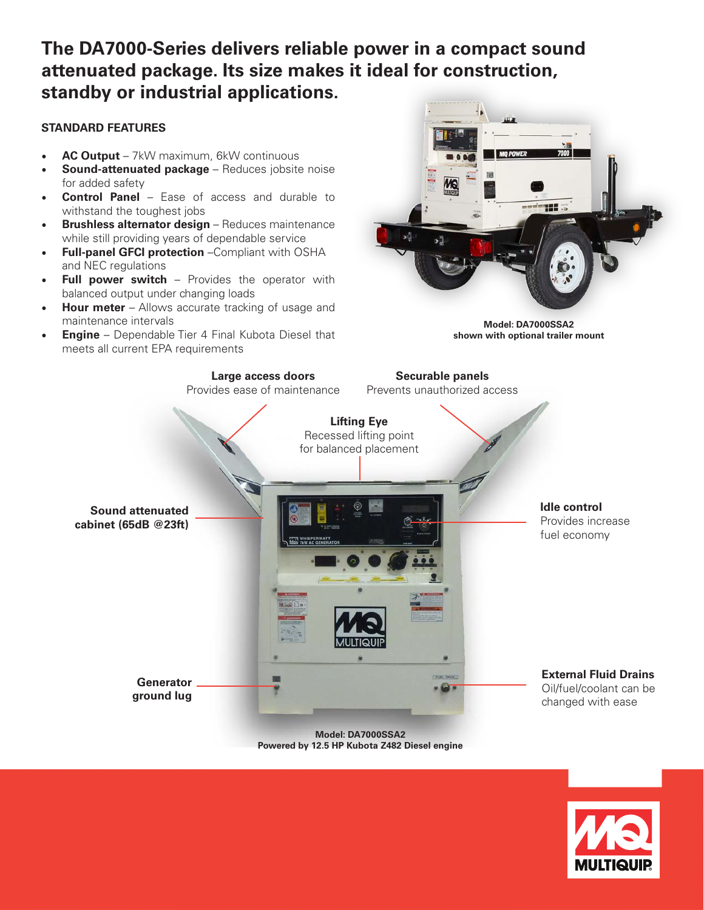# The DA7000-Series delivers reliable power in a compact sound attenuated package. Its size makes it ideal for construction, standby or industrial applications.

## STANDARD FEATURES

- **AC Output** – 7kW maximum, 6kW continuous
- **Sound-attenuated package** – Reduces jobsite noise for added safety
- **Control Panel** – Ease of access and durable to withstand the toughest jobs
- **Brushless alternator design** – Reduces maintenance while still providing years of dependable service
- **Full-panel GFCI protection** –Compliant with OSHA and NEC regulations
- **Full power switch** – Provides the operator with balanced output under changing loads
- **Hour meter** – Allows accurate tracking of usage and maintenance intervals
- **Engine** – Dependable Tier 4 Final Kubota Diesel that meets all current EPA requirements

**Model: DA7000SSA2**
**shown with optional trailer mount**

**Large access doors**
Provides ease of maintenance

**Securable panels**
Prevents unauthorized access

**Lifting Eye**
Recessed lifting point for balanced placement

**Sound attenuated cabinet (65dB @23ft)**

**Idle control**
Provides increase fuel economy

**Generator ground lug**

**External Fluid Drains**
Oil/fuel/coolant can be changed with ease

**Model: DA7000SSA2**
**Powered by 12.5 HP Kubota Z482 Diesel engine**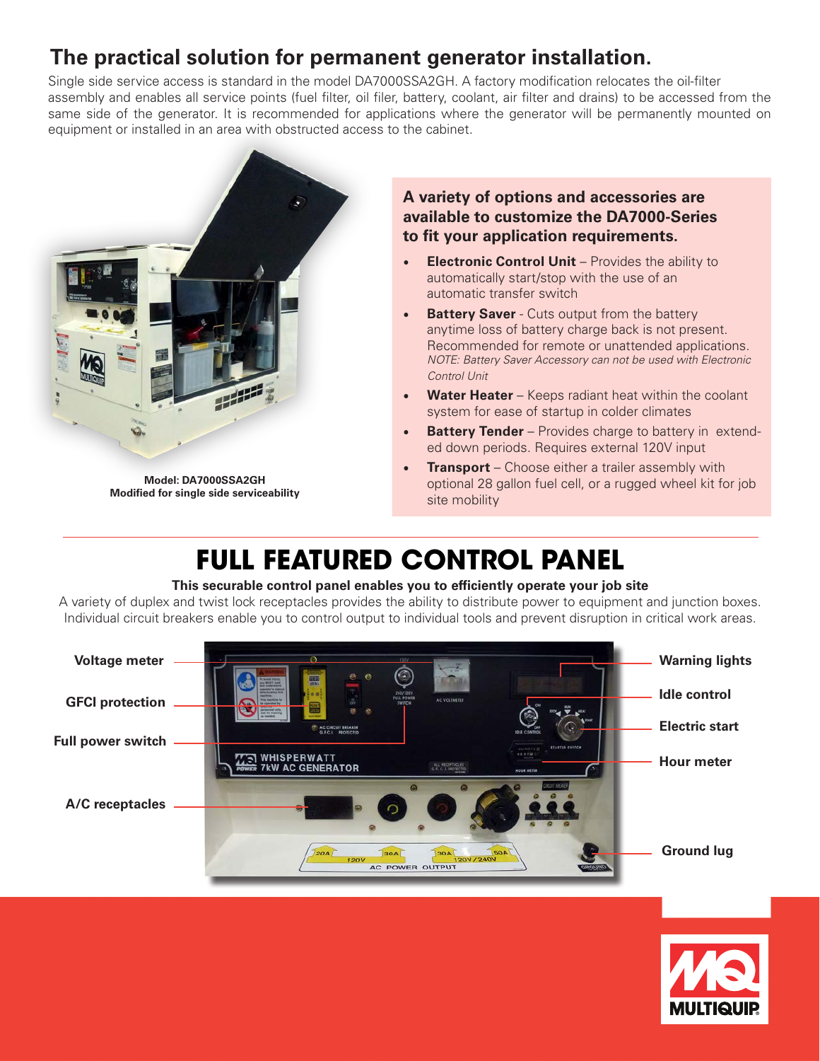## The practical solution for permanent generator installation.

Single side service access is standard in the model DA7000SSA2GH. A factory modification relocates the oil-filter assembly and enables all service points (fuel filter, oil filer, battery, coolant, air filter and drains) to be accessed from the same side of the generator. It is recommended for applications where the generator will be permanently mounted on equipment or installed in an area with obstructed access to the cabinet.

**Model: DA7000SSA2GH**
**Modified for single side serviceability**

### A variety of options and accessories are available to customize the DA7000-Series to fit your application requirements.

- **Electronic Control Unit** – Provides the ability to automatically start/stop with the use of an automatic transfer switch
- **Battery Saver** - Cuts output from the battery anytime loss of battery charge back is not present. Recommended for remote or unattended applications. *NOTE: Battery Saver Accessory can not be used with Electronic Control Unit*
- **Water Heater** – Keeps radiant heat within the coolant system for ease of startup in colder climates
- **Battery Tender** – Provides charge to battery in extended down periods. Requires external 120V input
- **Transport** – Choose either a trailer assembly with optional 28 gallon fuel cell, or a rugged wheel kit for job site mobility

# FULL FEATURED CONTROL PANEL

**This securable control panel enables you to efficiently operate your job site**

A variety of duplex and twist lock receptacles provides the ability to distribute power to equipment and junction boxes. Individual circuit breakers enable you to control output to individual tools and prevent disruption in critical work areas.

Voltage meter

GFCI protection

Full power switch

A/C receptacles

Warning lights

Idle control

Electric start

Hour meter

Ground lug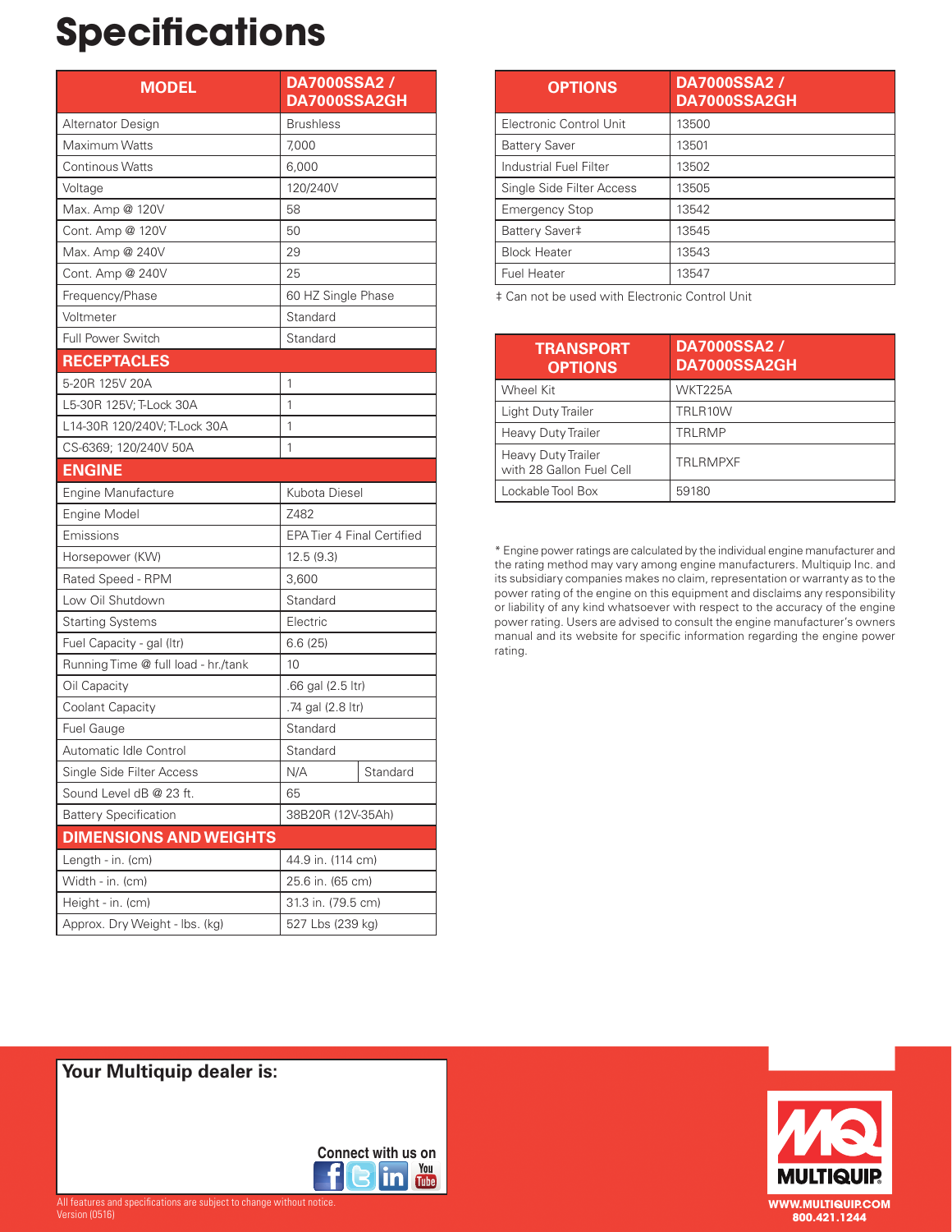# Specifications

| MODEL | DA7000SSA2 / DA7000SSA2GH | |
|---|---|---|
| Alternator Design | Brushless | |
| Maximum Watts | 7,000 | |
| Continous Watts | 6,000 | |
| Voltage | 120/240V | |
| Max. Amp @ 120V | 58 | |
| Cont. Amp @ 120V | 50 | |
| Max. Amp @ 240V | 29 | |
| Cont. Amp @ 240V | 25 | |
| Frequency/Phase | 60 HZ Single Phase | |
| Voltmeter | Standard | |
| Full Power Switch | Standard | |
| **RECEPTACLES** | | |
| 5-20R 125V 20A | 1 | |
| L5-30R 125V; T-Lock 30A | 1 | |
| L14-30R 120/240V; T-Lock 30A | 1 | |
| CS-6369; 120/240V 50A | 1 | |
| **ENGINE** | | |
| Engine Manufacture | Kubota Diesel | |
| Engine Model | Z482 | |
| Emissions | EPA Tier 4 Final Certified | |
| Horsepower (KW) | 12.5 (9.3) | |
| Rated Speed - RPM | 3,600 | |
| Low Oil Shutdown | Standard | |
| Starting Systems | Electric | |
| Fuel Capacity - gal (ltr) | 6.6 (25) | |
| Running Time @ full load - hr./tank | 10 | |
| Oil Capacity | .66 gal (2.5 ltr) | |
| Coolant Capacity | .74 gal (2.8 ltr) | |
| Fuel Gauge | Standard | |
| Automatic Idle Control | Standard | |
| Single Side Filter Access | N/A | Standard |
| Sound Level dB @ 23 ft. | 65 | |
| Battery Specification | 38B20R (12V-35Ah) | |
| **DIMENSIONS AND WEIGHTS** | | |
| Length - in. (cm) | 44.9 in. (114 cm) | |
| Width - in. (cm) | 25.6 in. (65 cm) | |
| Height - in. (cm) | 31.3 in. (79.5 cm) | |
| Approx. Dry Weight - lbs. (kg) | 527 Lbs (239 kg) | |

| OPTIONS | DA7000SSA2 / DA7000SSA2GH |
|---|---|
| Electronic Control Unit | 13500 |
| Battery Saver | 13501 |
| Industrial Fuel Filter | 13502 |
| Single Side Filter Access | 13505 |
| Emergency Stop | 13542 |
| Battery Saver‡ | 13545 |
| Block Heater | 13543 |
| Fuel Heater | 13547 |

‡ Can not be used with Electronic Control Unit

| TRANSPORT OPTIONS | DA7000SSA2 / DA7000SSA2GH |
|---|---|
| Wheel Kit | WKT225A |
| Light Duty Trailer | TRLR10W |
| Heavy Duty Trailer | TRLRMP |
| Heavy Duty Trailer with 28 Gallon Fuel Cell | TRLRMPXF |
| Lockable Tool Box | 59180 |

* Engine power ratings are calculated by the individual engine manufacturer and the rating method may vary among engine manufacturers. Multiquip Inc. and its subsidiary companies makes no claim, representation or warranty as to the power rating of the engine on this equipment and disclaims any responsibility or liability of any kind whatsoever with respect to the accuracy of the engine power rating. Users are advised to consult the engine manufacturer's owners manual and its website for specific information regarding the engine power rating.

**Your Multiquip dealer is:**

Connect with us on

All features and specifications are subject to change without notice.
Version (0516)

MULTIQUIP
WWW.MULTIQUIP.COM
800.421.1244